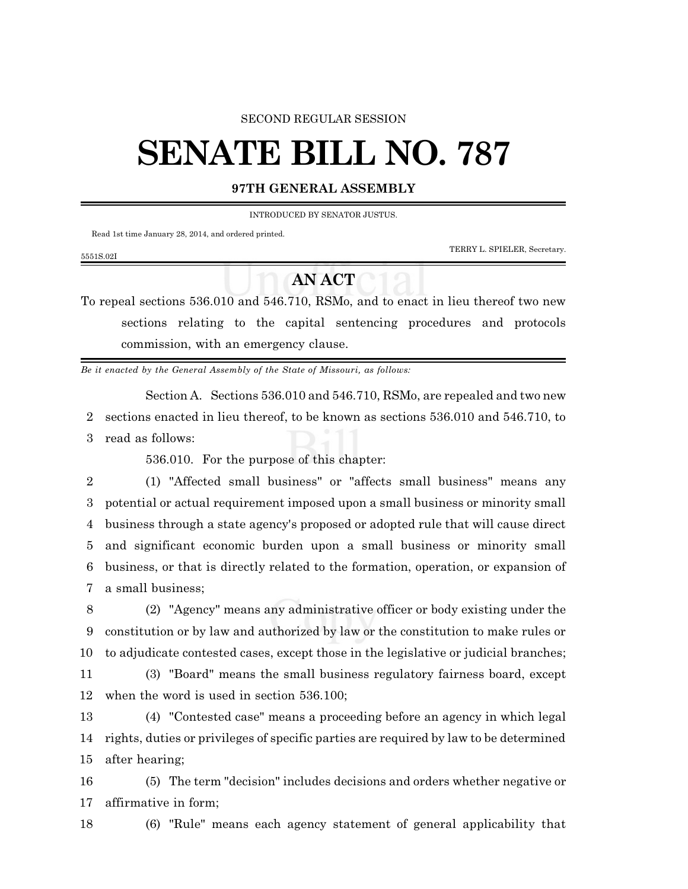SECOND REGULAR SESSION

# SENATE BILL NO. 787

**97TH GENERAL ASSEMBLY**

INTRODUCED BY SENATOR JUSTUS.

Read 1st time January 28, 2014, and ordered printed.

TERRY L. SPIELER, Secretary.

5551S.02I

## AN ACT

To repeal sections 536.010 and 546.710, RSMo, and to enact in lieu thereof two new sections relating to the capital sentencing procedures and protocols commission, with an emergency clause.

*Be it enacted by the General Assembly of the State of Missouri, as follows:*

Section A. Sections 536.010 and 546.710, RSMo, are repealed and two new sections enacted in lieu thereof, to be known as sections 536.010 and 546.710, to read as follows:

536.010. For the purpose of this chapter:

(1) "Affected small business" or "affects small business" means any potential or actual requirement imposed upon a small business or minority small business through a state agency's proposed or adopted rule that will cause direct and significant economic burden upon a small business or minority small business, or that is directly related to the formation, operation, or expansion of a small business;

(2) "Agency" means any administrative officer or body existing under the constitution or by law and authorized by law or the constitution to make rules or to adjudicate contested cases, except those in the legislative or judicial branches;

(3) "Board" means the small business regulatory fairness board, except when the word is used in section 536.100;

(4) "Contested case" means a proceeding before an agency in which legal rights, duties or privileges of specific parties are required by law to be determined after hearing;

(5) The term "decision" includes decisions and orders whether negative or affirmative in form;

(6) "Rule" means each agency statement of general applicability that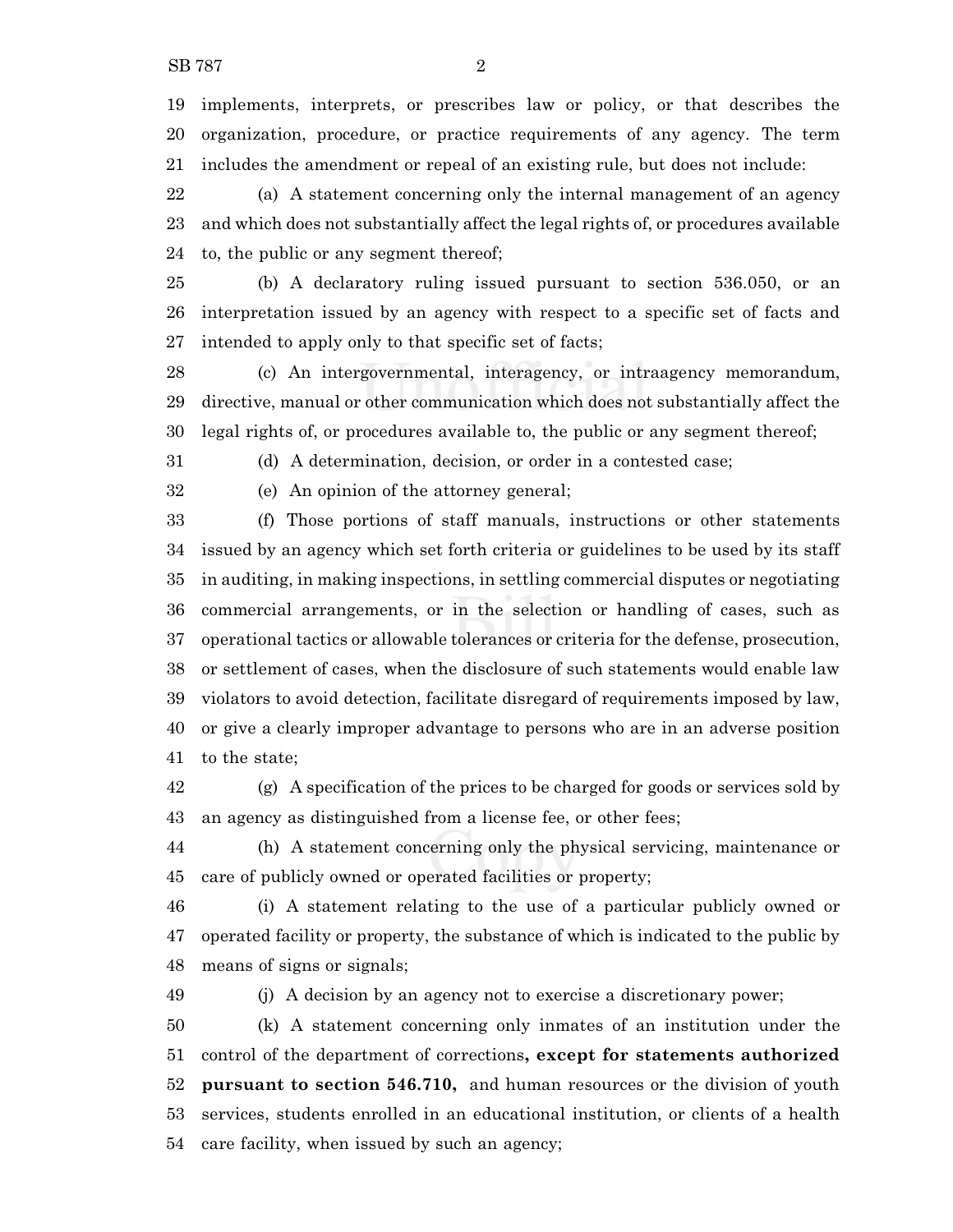implements, interprets, or prescribes law or policy, or that describes the organization, procedure, or practice requirements of any agency. The term includes the amendment or repeal of an existing rule, but does not include:

(a) A statement concerning only the internal management of an agency and which does not substantially affect the legal rights of, or procedures available to, the public or any segment thereof;

(b) A declaratory ruling issued pursuant to section 536.050, or an interpretation issued by an agency with respect to a specific set of facts and intended to apply only to that specific set of facts;

(c) An intergovernmental, interagency, or intraagency memorandum, directive, manual or other communication which does not substantially affect the legal rights of, or procedures available to, the public or any segment thereof;

(d) A determination, decision, or order in a contested case;

(e) An opinion of the attorney general;

(f) Those portions of staff manuals, instructions or other statements issued by an agency which set forth criteria or guidelines to be used by its staff in auditing, in making inspections, in settling commercial disputes or negotiating commercial arrangements, or in the selection or handling of cases, such as operational tactics or allowable tolerances or criteria for the defense, prosecution, or settlement of cases, when the disclosure of such statements would enable law violators to avoid detection, facilitate disregard of requirements imposed by law, or give a clearly improper advantage to persons who are in an adverse position to the state;

(g) A specification of the prices to be charged for goods or services sold by an agency as distinguished from a license fee, or other fees;

(h) A statement concerning only the physical servicing, maintenance or care of publicly owned or operated facilities or property;

(i) A statement relating to the use of a particular publicly owned or operated facility or property, the substance of which is indicated to the public by means of signs or signals;

(j) A decision by an agency not to exercise a discretionary power;

(k) A statement concerning only inmates of an institution under the control of the department of corrections**, except for statements authorized pursuant to section 546.710,** and human resources or the division of youth services, students enrolled in an educational institution, or clients of a health care facility, when issued by such an agency;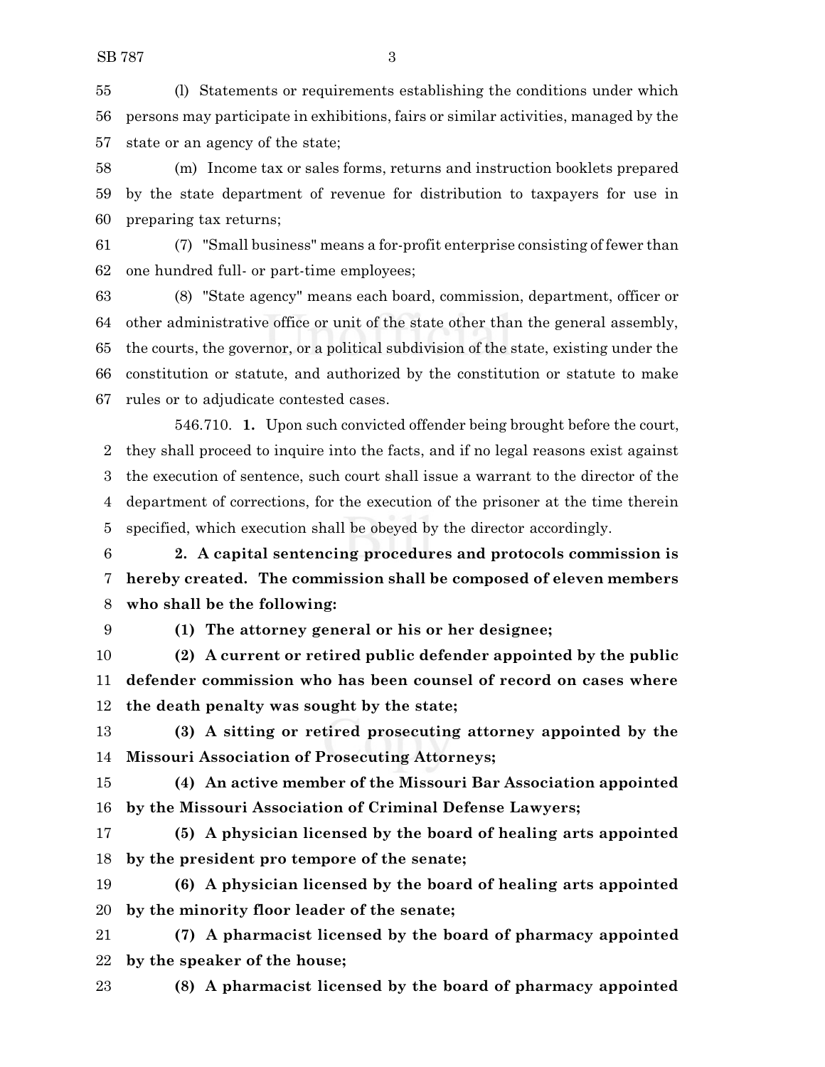(l) Statements or requirements establishing the conditions under which persons may participate in exhibitions, fairs or similar activities, managed by the state or an agency of the state;

(m) Income tax or sales forms, returns and instruction booklets prepared by the state department of revenue for distribution to taxpayers for use in preparing tax returns;

(7) "Small business" means a for-profit enterprise consisting of fewer than one hundred full- or part-time employees;

(8) "State agency" means each board, commission, department, officer or other administrative office or unit of the state other than the general assembly, the courts, the governor, or a political subdivision of the state, existing under the constitution or statute, and authorized by the constitution or statute to make rules or to adjudicate contested cases.

546.710. **1.** Upon such convicted offender being brought before the court, they shall proceed to inquire into the facts, and if no legal reasons exist against the execution of sentence, such court shall issue a warrant to the director of the department of corrections, for the execution of the prisoner at the time therein specified, which execution shall be obeyed by the director accordingly.

**2. A capital sentencing procedures and protocols commission is hereby created. The commission shall be composed of eleven members who shall be the following:**

**(1) The attorney general or his or her designee;**

**(2) A current or retired public defender appointed by the public defender commission who has been counsel of record on cases where the death penalty was sought by the state;**

**(3) A sitting or retired prosecuting attorney appointed by the Missouri Association of Prosecuting Attorneys;**

**(4) An active member of the Missouri Bar Association appointed by the Missouri Association of Criminal Defense Lawyers;**

**(5) A physician licensed by the board of healing arts appointed by the president pro tempore of the senate;**

**(6) A physician licensed by the board of healing arts appointed by the minority floor leader of the senate;**

**(7) A pharmacist licensed by the board of pharmacy appointed by the speaker of the house;**

**(8) A pharmacist licensed by the board of pharmacy appointed**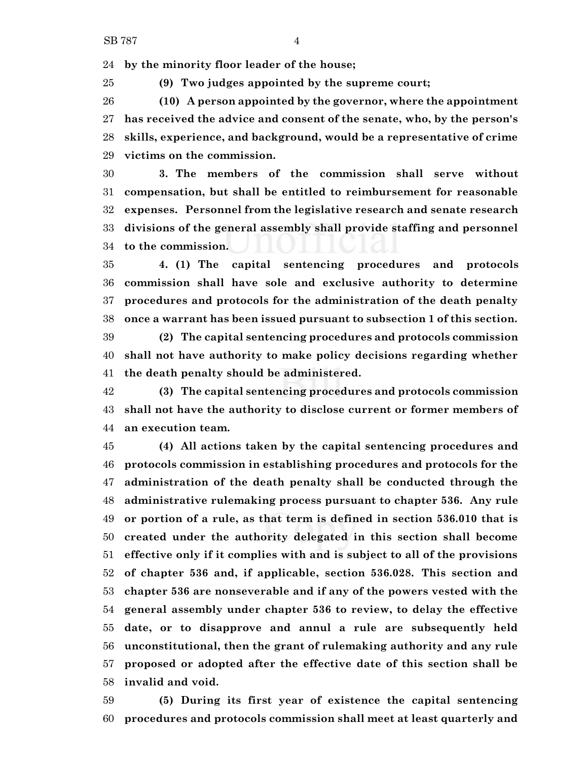**by the minority floor leader of the house;**

**(9) Two judges appointed by the supreme court;**

**(10) A person appointed by the governor, where the appointment has received the advice and consent of the senate, who, by the person's skills, experience, and background, would be a representative of crime victims on the commission.**

**3. The members of the commission shall serve without compensation, but shall be entitled to reimbursement for reasonable expenses. Personnel from the legislative research and senate research divisions of the general assembly shall provide staffing and personnel to the commission.**

**4. (1) The capital sentencing procedures and protocols commission shall have sole and exclusive authority to determine procedures and protocols for the administration of the death penalty once a warrant has been issued pursuant to subsection 1 of this section.**

**(2) The capital sentencing procedures and protocols commission shall not have authority to make policy decisions regarding whether the death penalty should be administered.**

**(3) The capital sentencing procedures and protocols commission shall not have the authority to disclose current or former members of an execution team.**

**(4) All actions taken by the capital sentencing procedures and protocols commission in establishing procedures and protocols for the administration of the death penalty shall be conducted through the administrative rulemaking process pursuant to chapter 536. Any rule or portion of a rule, as that term is defined in section 536.010 that is created under the authority delegated in this section shall become effective only if it complies with and is subject to all of the provisions of chapter 536 and, if applicable, section 536.028. This section and chapter 536 are nonseverable and if any of the powers vested with the general assembly under chapter 536 to review, to delay the effective date, or to disapprove and annul a rule are subsequently held unconstitutional, then the grant of rulemaking authority and any rule proposed or adopted after the effective date of this section shall be invalid and void.**

**(5) During its first year of existence the capital sentencing procedures and protocols commission shall meet at least quarterly and**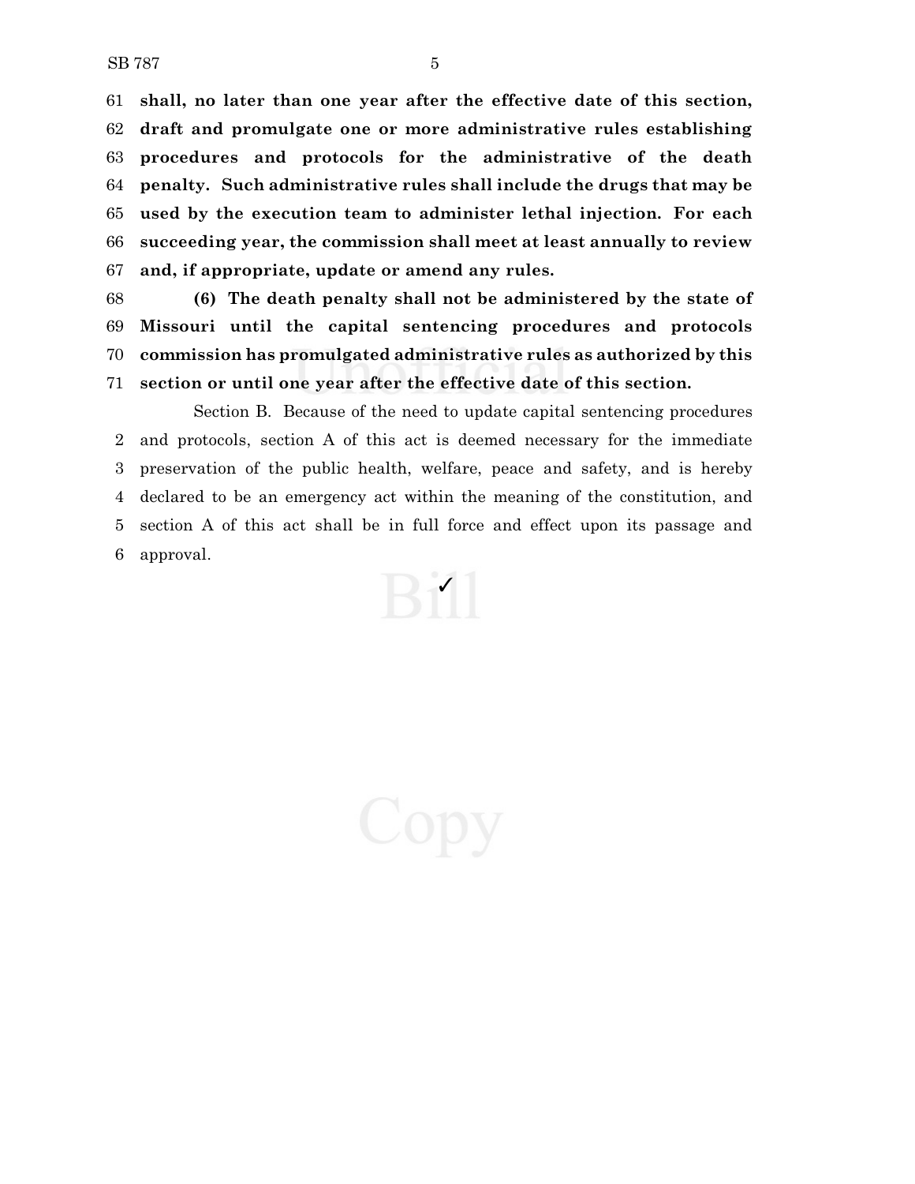**shall, no later than one year after the effective date of this section, draft and promulgate one or more administrative rules establishing procedures and protocols for the administrative of the death penalty. Such administrative rules shall include the drugs that may be used by the execution team to administer lethal injection. For each succeeding year, the commission shall meet at least annually to review and, if appropriate, update or amend any rules.**

**(6) The death penalty shall not be administered by the state of Missouri until the capital sentencing procedures and protocols commission has promulgated administrative rules as authorized by this section or until one year after the effective date of this section.**

Section B. Because of the need to update capital sentencing procedures and protocols, section A of this act is deemed necessary for the immediate preservation of the public health, welfare, peace and safety, and is hereby declared to be an emergency act within the meaning of the constitution, and section A of this act shall be in full force and effect upon its passage and approval.

✓